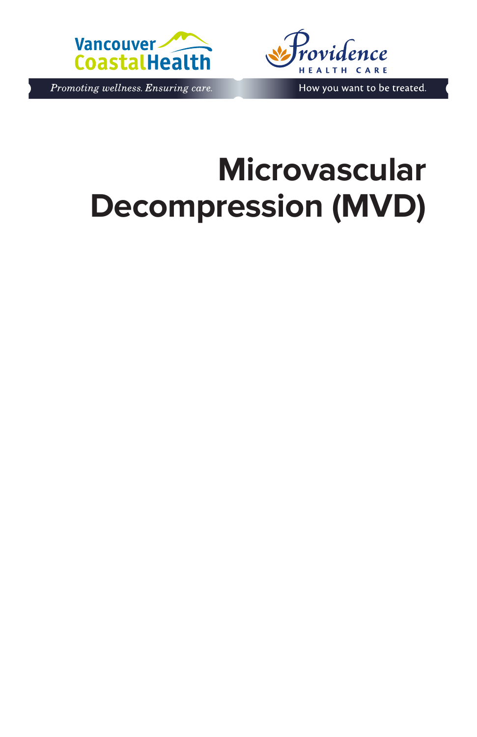Vancouver CoastalHealth

*Promoting wellness. Ensuring care.*

Providence HEALTH CARE

How you want to be treated.

# Microvascular Decompression (MVD)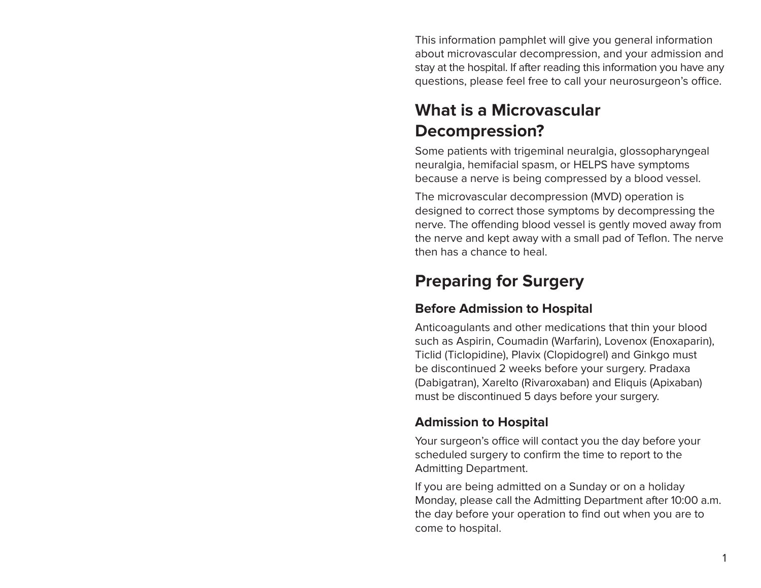This information pamphlet will give you general information about microvascular decompression, and your admission and stay at the hospital. If after reading this information you have any questions, please feel free to call your neurosurgeon's office.

## What is a Microvascular Decompression?

Some patients with trigeminal neuralgia, glossopharyngeal neuralgia, hemifacial spasm, or HELPS have symptoms because a nerve is being compressed by a blood vessel.

The microvascular decompression (MVD) operation is designed to correct those symptoms by decompressing the nerve. The offending blood vessel is gently moved away from the nerve and kept away with a small pad of Teflon. The nerve then has a chance to heal.

## Preparing for Surgery

### Before Admission to Hospital

Anticoagulants and other medications that thin your blood such as Aspirin, Coumadin (Warfarin), Lovenox (Enoxaparin), Ticlid (Ticlopidine), Plavix (Clopidogrel) and Ginkgo must be discontinued 2 weeks before your surgery. Pradaxa (Dabigatran), Xarelto (Rivaroxaban) and Eliquis (Apixaban) must be discontinued 5 days before your surgery.

### Admission to Hospital

Your surgeon's office will contact you the day before your scheduled surgery to confirm the time to report to the Admitting Department.

If you are being admitted on a Sunday or on a holiday Monday, please call the Admitting Department after 10:00 a.m. the day before your operation to find out when you are to come to hospital.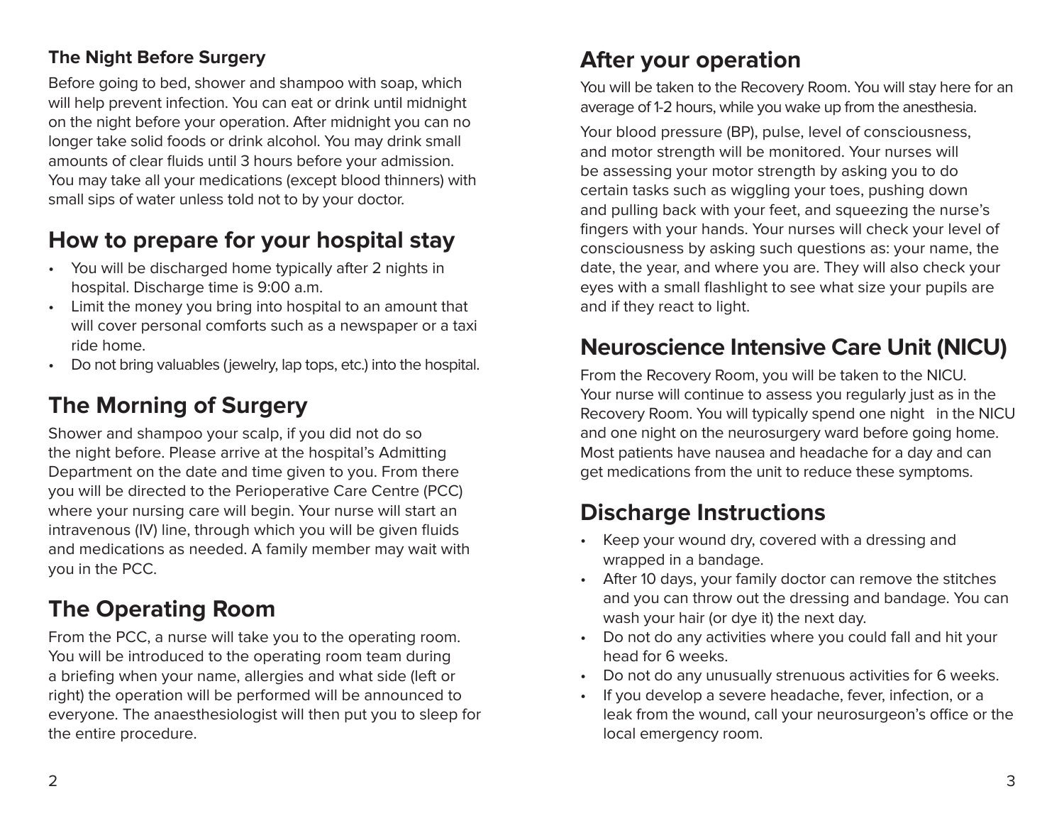### The Night Before Surgery

Before going to bed, shower and shampoo with soap, which will help prevent infection. You can eat or drink until midnight on the night before your operation. After midnight you can no longer take solid foods or drink alcohol. You may drink small amounts of clear fluids until 3 hours before your admission. You may take all your medications (except blood thinners) with small sips of water unless told not to by your doctor.

## How to prepare for your hospital stay

- You will be discharged home typically after 2 nights in hospital. Discharge time is 9:00 a.m.
- Limit the money you bring into hospital to an amount that will cover personal comforts such as a newspaper or a taxi ride home.
- Do not bring valuables (jewelry, lap tops, etc.) into the hospital.

## The Morning of Surgery

Shower and shampoo your scalp, if you did not do so the night before. Please arrive at the hospital's Admitting Department on the date and time given to you. From there you will be directed to the Perioperative Care Centre (PCC) where your nursing care will begin. Your nurse will start an intravenous (IV) line, through which you will be given fluids and medications as needed. A family member may wait with you in the PCC.

## The Operating Room

From the PCC, a nurse will take you to the operating room. You will be introduced to the operating room team during a briefing when your name, allergies and what side (left or right) the operation will be performed will be announced to everyone. The anaesthesiologist will then put you to sleep for the entire procedure.

## After your operation

You will be taken to the Recovery Room. You will stay here for an average of 1-2 hours, while you wake up from the anesthesia.

Your blood pressure (BP), pulse, level of consciousness, and motor strength will be monitored. Your nurses will be assessing your motor strength by asking you to do certain tasks such as wiggling your toes, pushing down and pulling back with your feet, and squeezing the nurse's fingers with your hands. Your nurses will check your level of consciousness by asking such questions as: your name, the date, the year, and where you are. They will also check your eyes with a small flashlight to see what size your pupils are and if they react to light.

## Neuroscience Intensive Care Unit (NICU)

From the Recovery Room, you will be taken to the NICU. Your nurse will continue to assess you regularly just as in the Recovery Room. You will typically spend one night in the NICU and one night on the neurosurgery ward before going home. Most patients have nausea and headache for a day and can get medications from the unit to reduce these symptoms.

## Discharge Instructions

- Keep your wound dry, covered with a dressing and wrapped in a bandage.
- After 10 days, your family doctor can remove the stitches and you can throw out the dressing and bandage. You can wash your hair (or dye it) the next day.
- Do not do any activities where you could fall and hit your head for 6 weeks.
- Do not do any unusually strenuous activities for 6 weeks.
- If you develop a severe headache, fever, infection, or a leak from the wound, call your neurosurgeon's office or the local emergency room.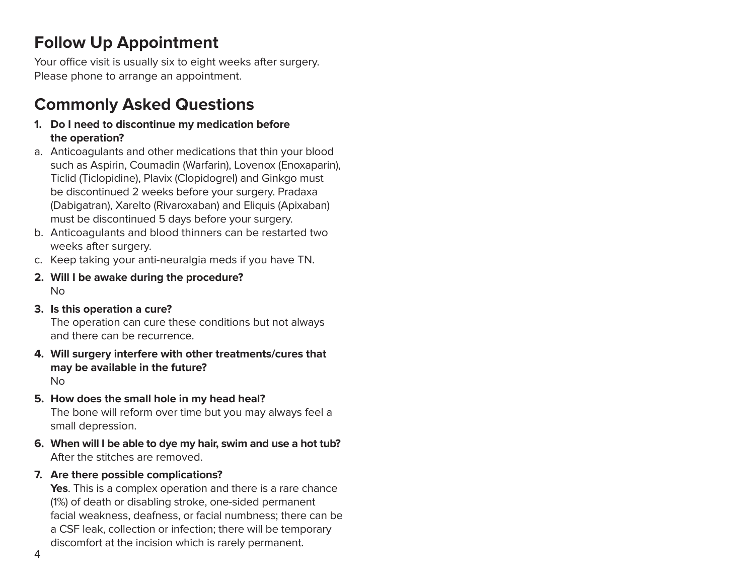## Follow Up Appointment

Your office visit is usually six to eight weeks after surgery. Please phone to arrange an appointment.

## Commonly Asked Questions

1. **Do I need to discontinue my medication before the operation?**

   a. Anticoagulants and other medications that thin your blood such as Aspirin, Coumadin (Warfarin), Lovenox (Enoxaparin), Ticlid (Ticlopidine), Plavix (Clopidogrel) and Ginkgo must be discontinued 2 weeks before your surgery. Pradaxa (Dabigatran), Xarelto (Rivaroxaban) and Eliquis (Apixaban) must be discontinued 5 days before your surgery.

   b. Anticoagulants and blood thinners can be restarted two weeks after surgery.

   c. Keep taking your anti-neuralgia meds if you have TN.

2. **Will I be awake during the procedure?**
   No

3. **Is this operation a cure?**
   The operation can cure these conditions but not always and there can be recurrence.

4. **Will surgery interfere with other treatments/cures that may be available in the future?**
   No

5. **How does the small hole in my head heal?**
   The bone will reform over time but you may always feel a small depression.

6. **When will I be able to dye my hair, swim and use a hot tub?**
   After the stitches are removed.

7. **Are there possible complications?**
   **Yes**. This is a complex operation and there is a rare chance (1%) of death or disabling stroke, one-sided permanent facial weakness, deafness, or facial numbness; there can be a CSF leak, collection or infection; there will be temporary discomfort at the incision which is rarely permanent.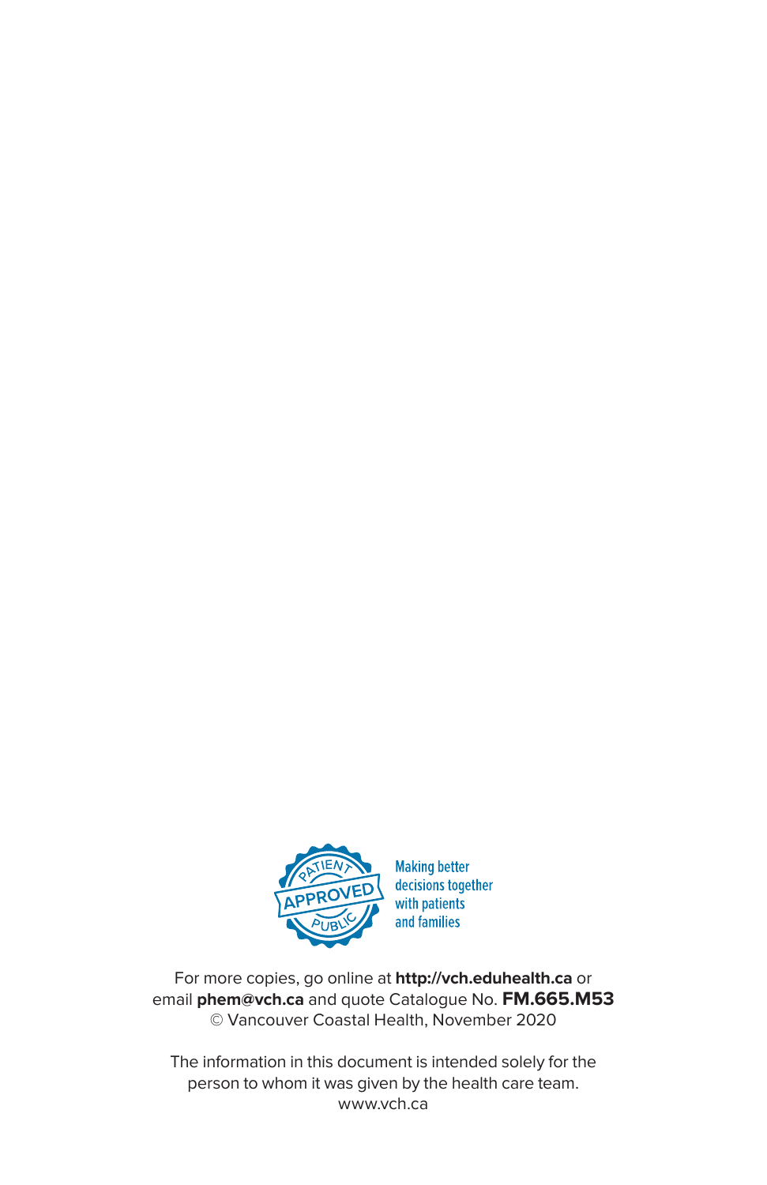PATIENT APPROVED PUBLIC

Making better decisions together with patients and families

For more copies, go online at **http://vch.eduhealth.ca** or email **phem@vch.ca** and quote Catalogue No. **FM.665.M53**
© Vancouver Coastal Health, November 2020

The information in this document is intended solely for the person to whom it was given by the health care team.
www.vch.ca